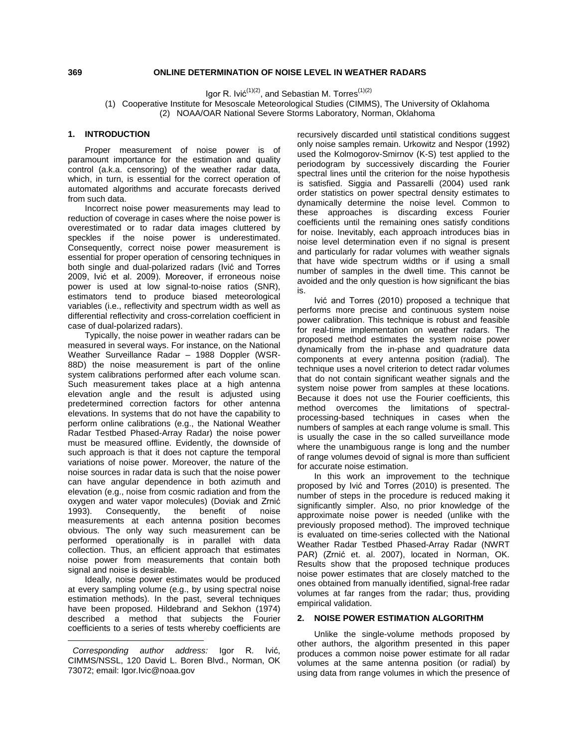# ONLINE DETERMINATION OF NOISE LEVEL IN WEATHER RADARS

Igor R. Ivić[(1)(2)], and Sebastian M. Torres[(1)(2)]

(1) Cooperative Institute for Mesoscale Meteorological Studies (CIMMS), The University of Oklahoma
(2) NOAA/OAR National Severe Storms Laboratory, Norman, Oklahoma

## 1. INTRODUCTION

Proper measurement of noise power is of paramount importance for the estimation and quality control (a.k.a. censoring) of the weather radar data, which, in turn, is essential for the correct operation of automated algorithms and accurate forecasts derived from such data.

Incorrect noise power measurements may lead to reduction of coverage in cases where the noise power is overestimated or to radar data images cluttered by speckles if the noise power is underestimated. Consequently, correct noise power measurement is essential for proper operation of censoring techniques in both single and dual-polarized radars (Ivić and Torres 2009, Ivić et al. 2009). Moreover, if erroneous noise power is used at low signal-to-noise ratios (SNR), estimators tend to produce biased meteorological variables (i.e., reflectivity and spectrum width as well as differential reflectivity and cross-correlation coefficient in case of dual-polarized radars).

Typically, the noise power in weather radars can be measured in several ways. For instance, on the National Weather Surveillance Radar – 1988 Doppler (WSR-88D) the noise measurement is part of the online system calibrations performed after each volume scan. Such measurement takes place at a high antenna elevation angle and the result is adjusted using predetermined correction factors for other antenna elevations. In systems that do not have the capability to perform online calibrations (e.g., the National Weather Radar Testbed Phased-Array Radar) the noise power must be measured offline. Evidently, the downside of such approach is that it does not capture the temporal variations of noise power. Moreover, the nature of the noise sources in radar data is such that the noise power can have angular dependence in both azimuth and elevation (e.g., noise from cosmic radiation and from the oxygen and water vapor molecules) (Doviak and Zrnić 1993). Consequently, the benefit of noise measurements at each antenna position becomes obvious. The only way such measurement can be performed operationally is in parallel with data collection. Thus, an efficient approach that estimates noise power from measurements that contain both signal and noise is desirable.

Ideally, noise power estimates would be produced at every sampling volume (e.g., by using spectral noise estimation methods). In the past, several techniques have been proposed. Hildebrand and Sekhon (1974) described a method that subjects the Fourier coefficients to a series of tests whereby coefficients are recursively discarded until statistical conditions suggest only noise samples remain. Urkowitz and Nespor (1992) used the Kolmogorov-Smirnov (K-S) test applied to the periodogram by successively discarding the Fourier spectral lines until the criterion for the noise hypothesis is satisfied. Siggia and Passarelli (2004) used rank order statistics on power spectral density estimates to dynamically determine the noise level. Common to these approaches is discarding excess Fourier coefficients until the remaining ones satisfy conditions for noise. Inevitably, each approach introduces bias in noise level determination even if no signal is present and particularly for radar volumes with weather signals that have wide spectrum widths or if using a small number of samples in the dwell time. This cannot be avoided and the only question is how significant the bias is.

Ivić and Torres (2010) proposed a technique that performs more precise and continuous system noise power calibration. This technique is robust and feasible for real-time implementation on weather radars. The proposed method estimates the system noise power dynamically from the in-phase and quadrature data components at every antenna position (radial). The technique uses a novel criterion to detect radar volumes that do not contain significant weather signals and the system noise power from samples at these locations. Because it does not use the Fourier coefficients, this method overcomes the limitations of spectral-processing-based techniques in cases when the numbers of samples at each range volume is small. This is usually the case in the so called surveillance mode where the unambiguous range is long and the number of range volumes devoid of signal is more than sufficient for accurate noise estimation.

In this work an improvement to the technique proposed by Ivić and Torres (2010) is presented. The number of steps in the procedure is reduced making it significantly simpler. Also, no prior knowledge of the approximate noise power is needed (unlike with the previously proposed method). The improved technique is evaluated on time-series collected with the National Weather Radar Testbed Phased-Array Radar (NWRT PAR) (Zrnić et. al. 2007), located in Norman, OK. Results show that the proposed technique produces noise power estimates that are closely matched to the ones obtained from manually identified, signal-free radar volumes at far ranges from the radar; thus, providing empirical validation.

## 2. NOISE POWER ESTIMATION ALGORITHM

Unlike the single-volume methods proposed by other authors, the algorithm presented in this paper produces a common noise power estimate for all radar volumes at the same antenna position (or radial) by using data from range volumes in which the presence of

---

*Corresponding author address:* Igor R. Ivić, CIMMS/NSSL, 120 David L. Boren Blvd., Norman, OK 73072; email: Igor.Ivic@noaa.gov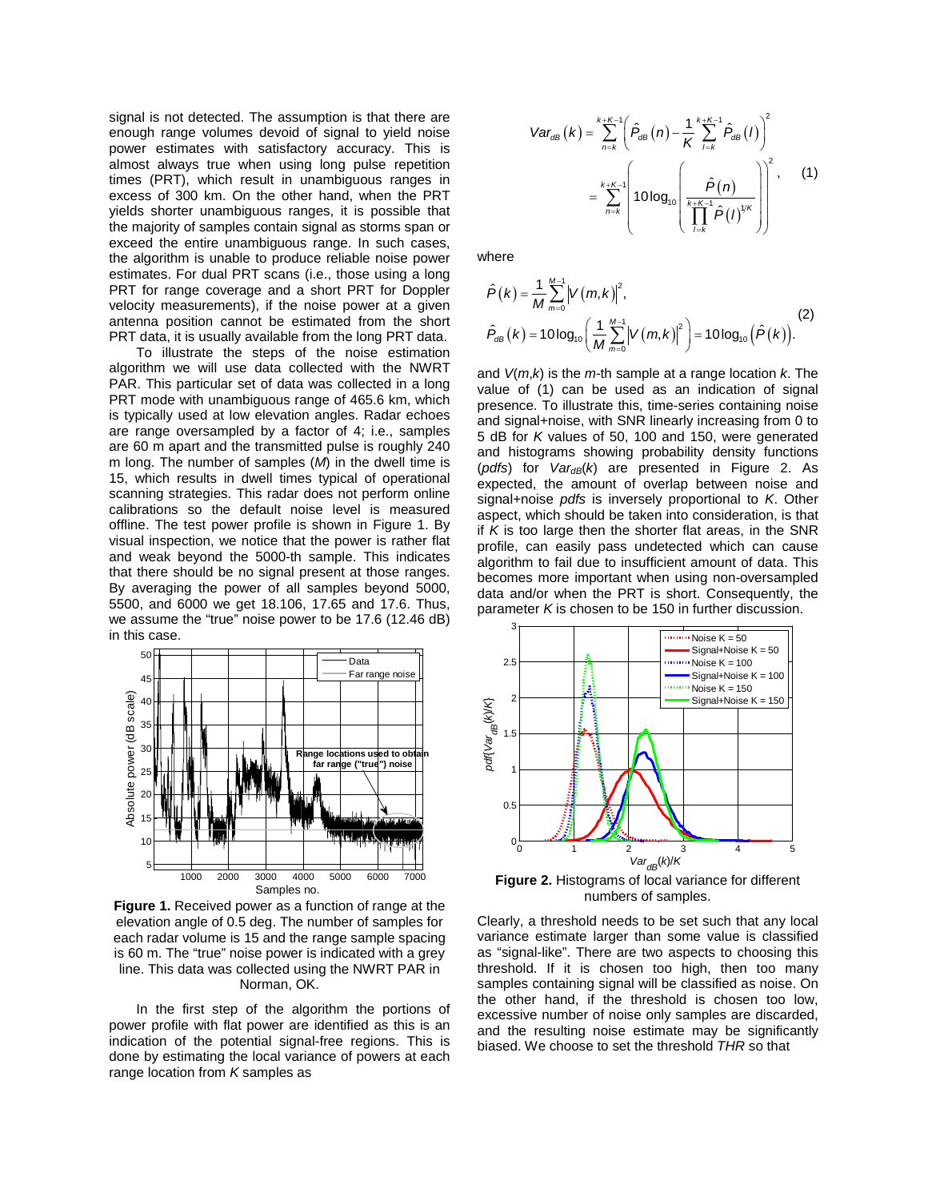signal is not detected. The assumption is that there are enough range volumes devoid of signal to yield noise power estimates with satisfactory accuracy. This is almost always true when using long pulse repetition times (PRT), which result in unambiguous ranges in excess of 300 km. On the other hand, when the PRT yields shorter unambiguous ranges, it is possible that the majority of samples contain signal as storms span or exceed the entire unambiguous range. In such cases, the algorithm is unable to produce reliable noise power estimates. For dual PRT scans (i.e., those using a long PRT for range coverage and a short PRT for Doppler velocity measurements), if the noise power at a given antenna position cannot be estimated from the short PRT data, it is usually available from the long PRT data.

To illustrate the steps of the noise estimation algorithm we will use data collected with the NWRT PAR. This particular set of data was collected in a long PRT mode with unambiguous range of 465.6 km, which is typically used at low elevation angles. Radar echoes are range oversampled by a factor of 4; i.e., samples are 60 m apart and the transmitted pulse is roughly 240 m long. The number of samples ($M$) in the dwell time is 15, which results in dwell times typical of operational scanning strategies. This radar does not perform online calibrations so the default noise level is measured offline. The test power profile is shown in Figure 1. By visual inspection, we notice that the power is rather flat and weak beyond the 5000-th sample. This indicates that there should be no signal present at those ranges. By averaging the power of all samples beyond 5000, 5500, and 6000 we get 18.106, 17.65 and 17.6. Thus, we assume the "true" noise power to be 17.6 (12.46 dB) in this case.

**Figure 1.** Received power as a function of range at the elevation angle of 0.5 deg. The number of samples for each radar volume is 15 and the range sample spacing is 60 m. The "true" noise power is indicated with a grey line. This data was collected using the NWRT PAR in Norman, OK.

In the first step of the algorithm the portions of power profile with flat power are identified as this is an indication of the potential signal-free regions. This is done by estimating the local variance of powers at each range location from $K$ samples as

$$
\begin{aligned}
Var_{dB}(k) &= \sum_{n=k}^{k+K-1}\left(\hat{P}_{dB}(n) - \frac{1}{K}\sum_{l=k}^{k+K-1}\hat{P}_{dB}(l)\right)^2 \\
&= \sum_{n=k}^{k+K-1}\left(10\log_{10}\left(\frac{\hat{P}(n)}{\prod_{l=k}^{k+K-1}\hat{P}(l)^{1/K}}\right)\right)^2,
\end{aligned}
\tag{1}
$$

where

$$
\begin{aligned}
\hat{P}(k) &= \frac{1}{M}\sum_{m=0}^{M-1}\left|V(m,k)\right|^2, \\
\hat{P}_{dB}(k) &= 10\log_{10}\left(\frac{1}{M}\sum_{m=0}^{M-1}\left|V(m,k)\right|^2\right) = 10\log_{10}\left(\hat{P}(k)\right).
\end{aligned}
\tag{2}
$$

and $V(m,k)$ is the $m$-th sample at a range location $k$. The value of (1) can be used as an indication of signal presence. To illustrate this, time-series containing noise and signal+noise, with SNR linearly increasing from 0 to 5 dB for $K$ values of 50, 100 and 150, were generated and histograms showing probability density functions (*pdfs*) for $Var_{dB}(k)$ are presented in Figure 2. As expected, the amount of overlap between noise and signal+noise *pdfs* is inversely proportional to $K$. Other aspect, which should be taken into consideration, is that if $K$ is too large then the shorter flat areas, in the SNR profile, can easily pass undetected which can cause algorithm to fail due to insufficient amount of data. This becomes more important when using non-oversampled data and/or when the PRT is short. Consequently, the parameter $K$ is chosen to be 150 in further discussion.

**Figure 2.** Histograms of local variance for different numbers of samples.

Clearly, a threshold needs to be set such that any local variance estimate larger than some value is classified as "signal-like". There are two aspects to choosing this threshold. If it is chosen too high, then too many samples containing signal will be classified as noise. On the other hand, if the threshold is chosen too low, excessive number of noise only samples are discarded, and the resulting noise estimate may be significantly biased. We choose to set the threshold *THR* so that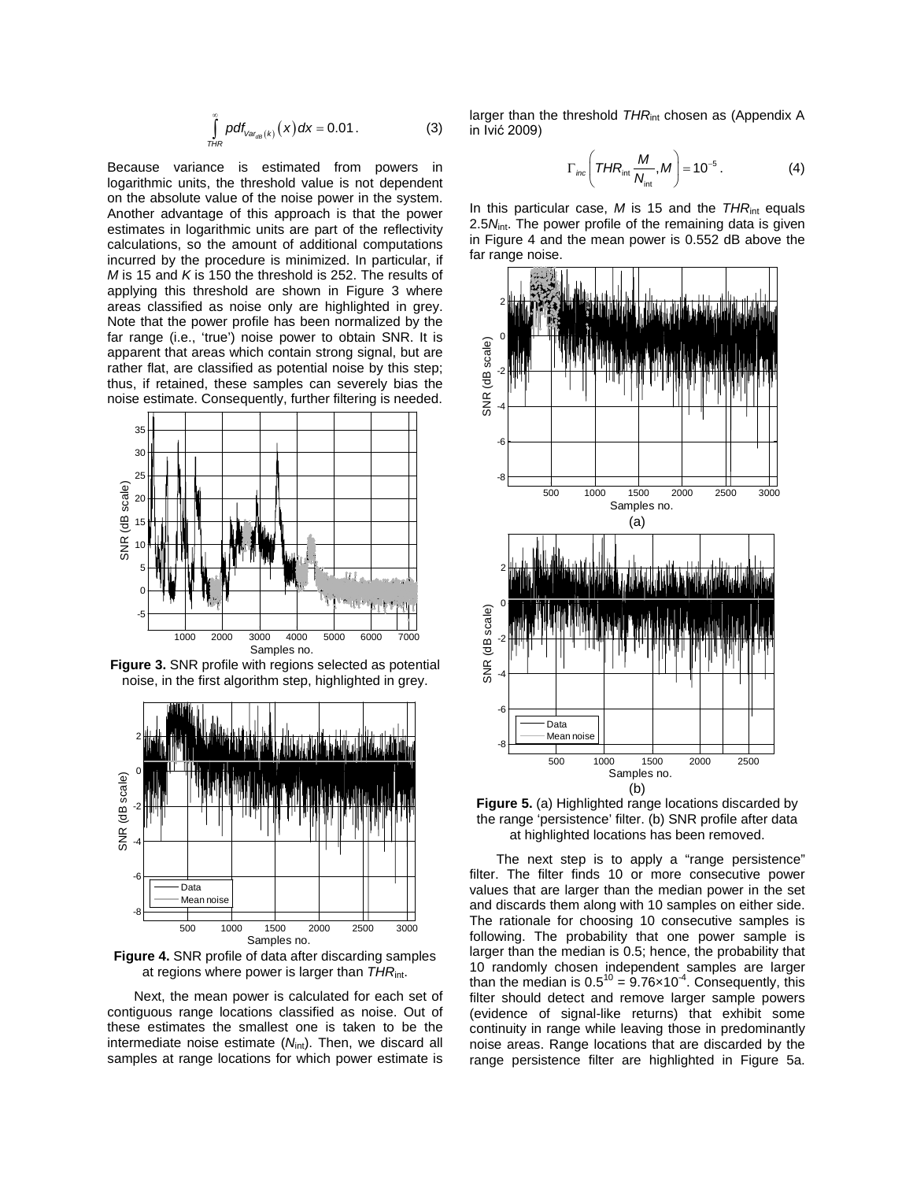$$\int_{THR}^{\infty} pdf_{Var_{dB}(k)}(x)\,dx = 0.01\,. \tag{3}$$

Because variance is estimated from powers in logarithmic units, the threshold value is not dependent on the absolute value of the noise power in the system. Another advantage of this approach is that the power estimates in logarithmic units are part of the reflectivity calculations, so the amount of additional computations incurred by the procedure is minimized. In particular, if $M$ is 15 and $K$ is 150 the threshold is 252. The results of applying this threshold are shown in Figure 3 where areas classified as noise only are highlighted in grey. Note that the power profile has been normalized by the far range (i.e., 'true') noise power to obtain SNR. It is apparent that areas which contain strong signal, but are rather flat, are classified as potential noise by this step; thus, if retained, these samples can severely bias the noise estimate. Consequently, further filtering is needed.

**Figure 3.** SNR profile with regions selected as potential noise, in the first algorithm step, highlighted in grey.

**Figure 4.** SNR profile of data after discarding samples at regions where power is larger than $THR_{\text{int}}$.

Next, the mean power is calculated for each set of contiguous range locations classified as noise. Out of these estimates the smallest one is taken to be the intermediate noise estimate ($N_{\text{int}}$). Then, we discard all samples at range locations for which power estimate is larger than the threshold $THR_{\text{int}}$ chosen as (Appendix A in Ivić 2009)

$$\Gamma_{inc}\left(THR_{\text{int}}\frac{M}{N_{\text{int}}}, M\right) = 10^{-5}\,. \tag{4}$$

In this particular case, $M$ is 15 and the $THR_{\text{int}}$ equals $2.5N_{\text{int}}$. The power profile of the remaining data is given in Figure 4 and the mean power is 0.552 dB above the far range noise.

**Figure 5.** (a) Highlighted range locations discarded by the range 'persistence' filter. (b) SNR profile after data at highlighted locations has been removed.

The next step is to apply a "range persistence" filter. The filter finds 10 or more consecutive power values that are larger than the median power in the set and discards them along with 10 samples on either side. The rationale for choosing 10 consecutive samples is following. The probability that one power sample is larger than the median is 0.5; hence, the probability that 10 randomly chosen independent samples are larger than the median is $0.5^{10} = 9.76\times10^{-4}$. Consequently, this filter should detect and remove larger sample powers (evidence of signal-like returns) that exhibit some continuity in range while leaving those in predominantly noise areas. Range locations that are discarded by the range persistence filter are highlighted in Figure 5a.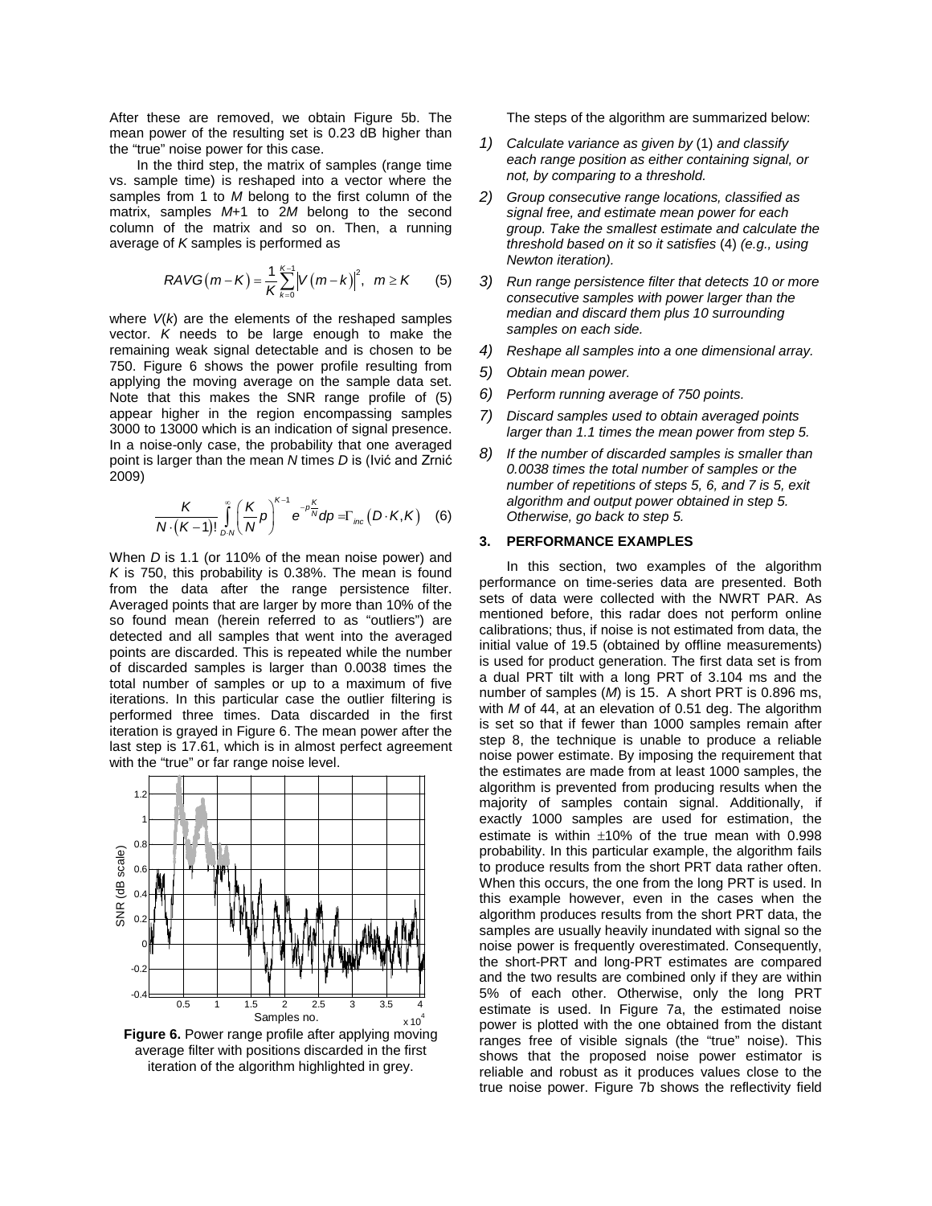After these are removed, we obtain Figure 5b. The mean power of the resulting set is 0.23 dB higher than the "true" noise power for this case.

In the third step, the matrix of samples (range time vs. sample time) is reshaped into a vector where the samples from 1 to $M$ belong to the first column of the matrix, samples $M$+1 to 2$M$ belong to the second column of the matrix and so on. Then, a running average of $K$ samples is performed as

$$RAVG(m-K) = \frac{1}{K}\sum_{k=0}^{K-1}\left|V(m-k)\right|^2, \quad m \geq K \qquad (5)$$

where $V(k)$ are the elements of the reshaped samples vector. $K$ needs to be large enough to make the remaining weak signal detectable and is chosen to be 750. Figure 6 shows the power profile resulting from applying the moving average on the sample data set. Note that this makes the SNR range profile of (5) appear higher in the region encompassing samples 3000 to 13000 which is an indication of signal presence. In a noise-only case, the probability that one averaged point is larger than the mean $N$ times $D$ is (Ivić and Zrnić 2009)

$$\frac{K}{N\cdot(K-1)!}\int_{D\cdot N}^{\infty}\left(\frac{K}{N}p\right)^{K-1} e^{-p\frac{K}{N}}dp = \Gamma_{inc}\left(D\cdot K, K\right) \quad (6)$$

When $D$ is 1.1 (or 110% of the mean noise power) and $K$ is 750, this probability is 0.38%. The mean is found from the data after the range persistence filter. Averaged points that are larger by more than 10% of the so found mean (herein referred to as "outliers") are detected and all samples that went into the averaged points are discarded. This is repeated while the number of discarded samples is larger than 0.0038 times the total number of samples or up to a maximum of five iterations. In this particular case the outlier filtering is performed three times. Data discarded in the first iteration is grayed in Figure 6. The mean power after the last step is 17.61, which is in almost perfect agreement with the "true" or far range noise level.

**Figure 6.** Power range profile after applying moving average filter with positions discarded in the first iteration of the algorithm highlighted in grey.

The steps of the algorithm are summarized below:

1) *Calculate variance as given by* (1) *and classify each range position as either containing signal, or not, by comparing to a threshold.*
2) *Group consecutive range locations, classified as signal free, and estimate mean power for each group. Take the smallest estimate and calculate the threshold based on it so it satisfies* (4) *(e.g., using Newton iteration).*
3) *Run range persistence filter that detects 10 or more consecutive samples with power larger than the median and discard them plus 10 surrounding samples on each side.*
4) *Reshape all samples into a one dimensional array.*
5) *Obtain mean power.*
6) *Perform running average of 750 points.*
7) *Discard samples used to obtain averaged points larger than 1.1 times the mean power from step 5.*
8) *If the number of discarded samples is smaller than 0.0038 times the total number of samples or the number of repetitions of steps 5, 6, and 7 is 5, exit algorithm and output power obtained in step 5. Otherwise, go back to step 5.*

## 3. PERFORMANCE EXAMPLES

In this section, two examples of the algorithm performance on time-series data are presented. Both sets of data were collected with the NWRT PAR. As mentioned before, this radar does not perform online calibrations; thus, if noise is not estimated from data, the initial value of 19.5 (obtained by offline measurements) is used for product generation. The first data set is from a dual PRT tilt with a long PRT of 3.104 ms and the number of samples ($M$) is 15. A short PRT is 0.896 ms, with $M$ of 44, at an elevation of 0.51 deg. The algorithm is set so that if fewer than 1000 samples remain after step 8, the technique is unable to produce a reliable noise power estimate. By imposing the requirement that the estimates are made from at least 1000 samples, the algorithm is prevented from producing results when the majority of samples contain signal. Additionally, if exactly 1000 samples are used for estimation, the estimate is within $\pm$10% of the true mean with 0.998 probability. In this particular example, the algorithm fails to produce results from the short PRT data rather often. When this occurs, the one from the long PRT is used. In this example however, even in the cases when the algorithm produces results from the short PRT data, the samples are usually heavily inundated with signal so the noise power is frequently overestimated. Consequently, the short-PRT and long-PRT estimates are compared and the two results are combined only if they are within 5% of each other. Otherwise, only the long PRT estimate is used. In Figure 7a, the estimated noise power is plotted with the one obtained from the distant ranges free of visible signals (the "true" noise). This shows that the proposed noise power estimator is reliable and robust as it produces values close to the true noise power. Figure 7b shows the reflectivity field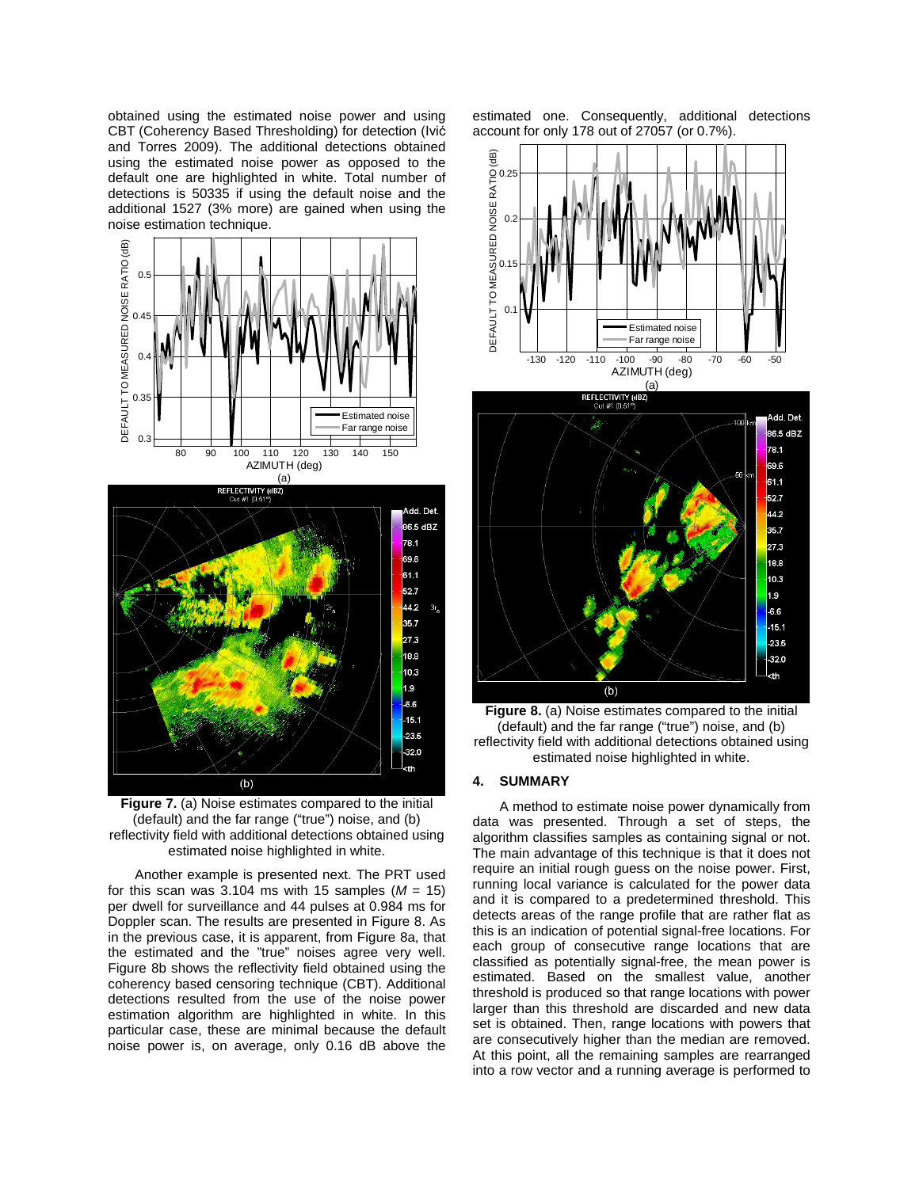obtained using the estimated noise power and using CBT (Coherency Based Thresholding) for detection (Ivić and Torres 2009). The additional detections obtained using the estimated noise power as opposed to the default one are highlighted in white. Total number of detections is 50335 if using the default noise and the additional 1527 (3% more) are gained when using the noise estimation technique.

**Figure 7.** (a) Noise estimates compared to the initial (default) and the far range ("true") noise, and (b) reflectivity field with additional detections obtained using estimated noise highlighted in white.

Another example is presented next. The PRT used for this scan was 3.104 ms with 15 samples ($M$ = 15) per dwell for surveillance and 44 pulses at 0.984 ms for Doppler scan. The results are presented in Figure 8. As in the previous case, it is apparent, from Figure 8a, that the estimated and the "true" noises agree very well. Figure 8b shows the reflectivity field obtained using the coherency based censoring technique (CBT). Additional detections resulted from the use of the noise power estimation algorithm are highlighted in white. In this particular case, these are minimal because the default noise power is, on average, only 0.16 dB above the estimated one. Consequently, additional detections account for only 178 out of 27057 (or 0.7%).

**Figure 8.** (a) Noise estimates compared to the initial (default) and the far range ("true") noise, and (b) reflectivity field with additional detections obtained using estimated noise highlighted in white.

## 4. SUMMARY

A method to estimate noise power dynamically from data was presented. Through a set of steps, the algorithm classifies samples as containing signal or not. The main advantage of this technique is that it does not require an initial rough guess on the noise power. First, running local variance is calculated for the power data and it is compared to a predetermined threshold. This detects areas of the range profile that are rather flat as this is an indication of potential signal-free locations. For each group of consecutive range locations that are classified as potentially signal-free, the mean power is estimated. Based on the smallest value, another threshold is produced so that range locations with power larger than this threshold are discarded and new data set is obtained. Then, range locations with powers that are consecutively higher than the median are removed. At this point, all the remaining samples are rearranged into a row vector and a running average is performed to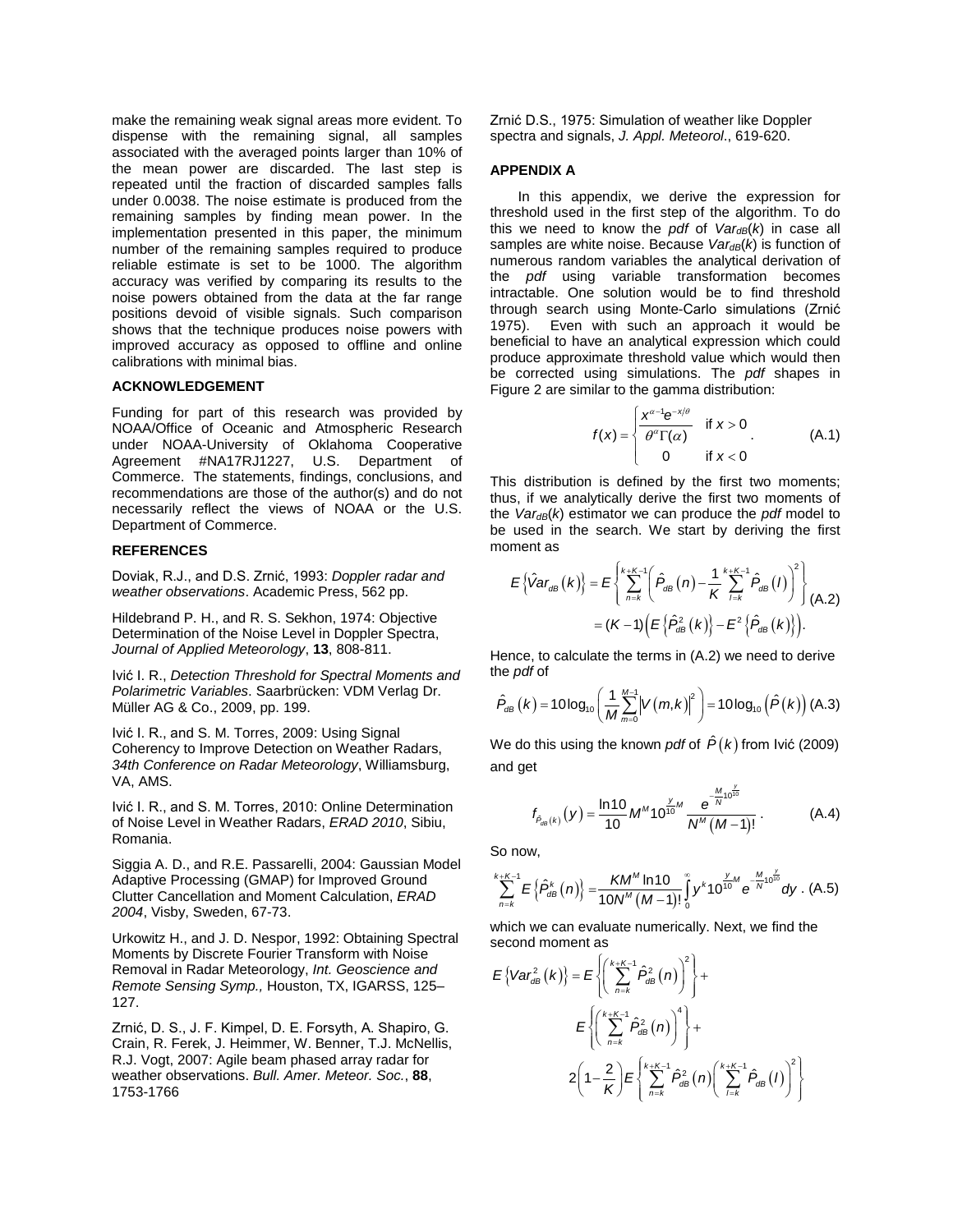make the remaining weak signal areas more evident. To dispense with the remaining signal, all samples associated with the averaged points larger than 10% of the mean power are discarded. The last step is repeated until the fraction of discarded samples falls under 0.0038. The noise estimate is produced from the remaining samples by finding mean power. In the implementation presented in this paper, the minimum number of the remaining samples required to produce reliable estimate is set to be 1000. The algorithm accuracy was verified by comparing its results to the noise powers obtained from the data at the far range positions devoid of visible signals. Such comparison shows that the technique produces noise powers with improved accuracy as opposed to offline and online calibrations with minimal bias.

### ACKNOWLEDGEMENT

Funding for part of this research was provided by NOAA/Office of Oceanic and Atmospheric Research under NOAA-University of Oklahoma Cooperative Agreement #NA17RJ1227, U.S. Department of Commerce. The statements, findings, conclusions, and recommendations are those of the author(s) and do not necessarily reflect the views of NOAA or the U.S. Department of Commerce.

### REFERENCES

Doviak, R.J., and D.S. Zrnić, 1993: *Doppler radar and weather observations*. Academic Press, 562 pp.

Hildebrand P. H., and R. S. Sekhon, 1974: Objective Determination of the Noise Level in Doppler Spectra, *Journal of Applied Meteorology*, **13**, 808-811.

Ivić I. R., *Detection Threshold for Spectral Moments and Polarimetric Variables*. Saarbrücken: VDM Verlag Dr. Müller AG & Co., 2009, pp. 199.

Ivić I. R., and S. M. Torres, 2009: Using Signal Coherency to Improve Detection on Weather Radars, *34th Conference on Radar Meteorology*, Williamsburg, VA, AMS.

Ivić I. R., and S. M. Torres, 2010: Online Determination of Noise Level in Weather Radars, *ERAD 2010*, Sibiu, Romania.

Siggia A. D., and R.E. Passarelli, 2004: Gaussian Model Adaptive Processing (GMAP) for Improved Ground Clutter Cancellation and Moment Calculation, *ERAD 2004*, Visby, Sweden, 67-73.

Urkowitz H., and J. D. Nespor, 1992: Obtaining Spectral Moments by Discrete Fourier Transform with Noise Removal in Radar Meteorology, *Int. Geoscience and Remote Sensing Symp.,* Houston, TX, IGARSS, 125–127.

Zrnić, D. S., J. F. Kimpel, D. E. Forsyth, A. Shapiro, G. Crain, R. Ferek, J. Heimmer, W. Benner, T.J. McNellis, R.J. Vogt, 2007: Agile beam phased array radar for weather observations. *Bull. Amer. Meteor. Soc.*, **88**, 1753-1766

Zrnić D.S., 1975: Simulation of weather like Doppler spectra and signals, *J. Appl. Meteorol*., 619-620.

### APPENDIX A

In this appendix, we derive the expression for threshold used in the first step of the algorithm. To do this we need to know the *pdf* of $Var_{dB}(k)$ in case all samples are white noise. Because $Var_{dB}(k)$ is function of numerous random variables the analytical derivation of the *pdf* using variable transformation becomes intractable. One solution would be to find threshold through search using Monte-Carlo simulations (Zrnić 1975). Even with such an approach it would be beneficial to have an analytical expression which could produce approximate threshold value which would then be corrected using simulations. The *pdf* shapes in Figure 2 are similar to the gamma distribution:

$$f(x)=\begin{cases}\dfrac{x^{\alpha-1}e^{-x/\theta}}{\theta^{\alpha}\Gamma(\alpha)} & \text{if } x>0\\ 0 & \text{if } x<0\end{cases}. \tag{A.1}$$

This distribution is defined by the first two moments; thus, if we analytically derive the first two moments of the $Var_{dB}(k)$ estimator we can produce the *pdf* model to be used in the search. We start by deriving the first moment as

$$\begin{aligned}E\left\{\hat{V}ar_{dB}(k)\right\}&=E\left\{\sum_{n=k}^{k+K-1}\left(\hat{P}_{dB}(n)-\frac{1}{K}\sum_{l=k}^{k+K-1}\hat{P}_{dB}(l)\right)^2\right\}\\&=(K-1)\left(E\left\{\hat{P}_{dB}^2(k)\right\}-E^2\left\{\hat{P}_{dB}(k)\right\}\right).\end{aligned} \tag{A.2}$$

Hence, to calculate the terms in (A.2) we need to derive the *pdf* of

$$\hat{P}_{dB}(k)=10\log_{10}\left(\frac{1}{M}\sum_{m=0}^{M-1}\left|V(m,k)\right|^2\right)=10\log_{10}\left(\hat{P}(k)\right) \tag{A.3}$$

We do this using the known *pdf* of $\hat{P}(k)$ from Ivić (2009) and get

$$f_{\hat{P}_{dB}(k)}(y)=\frac{\ln 10}{10}M^M 10^{\frac{y}{10}M}\frac{e^{-\frac{M}{N}10^{\frac{y}{10}}}}{N^M(M-1)!}. \tag{A.4}$$

So now,

$$\sum_{n=k}^{k+K-1}E\left\{\hat{P}_{dB}^k(n)\right\}=\frac{KM^M\ln 10}{10N^M(M-1)!}\int_0^{\infty}y^k 10^{\frac{y}{10}M}e^{-\frac{M}{N}10^{\frac{y}{10}}}dy. \tag{A.5}$$

which we can evaluate numerically. Next, we find the second moment as

$$\begin{aligned}E\left\{Var_{dB}^2(k)\right\}&=E\left\{\left(\sum_{n=k}^{k+K-1}\hat{P}_{dB}^2(n)\right)^2\right\}+\\&E\left\{\left(\sum_{n=k}^{k+K-1}\hat{P}_{dB}^2(n)\right)^4\right\}+\\&2\left(1-\frac{2}{K}\right)E\left\{\sum_{n=k}^{k+K-1}\hat{P}_{dB}^2(n)\left(\sum_{l=k}^{k+K-1}\hat{P}_{dB}(l)\right)^2\right\}\end{aligned}$$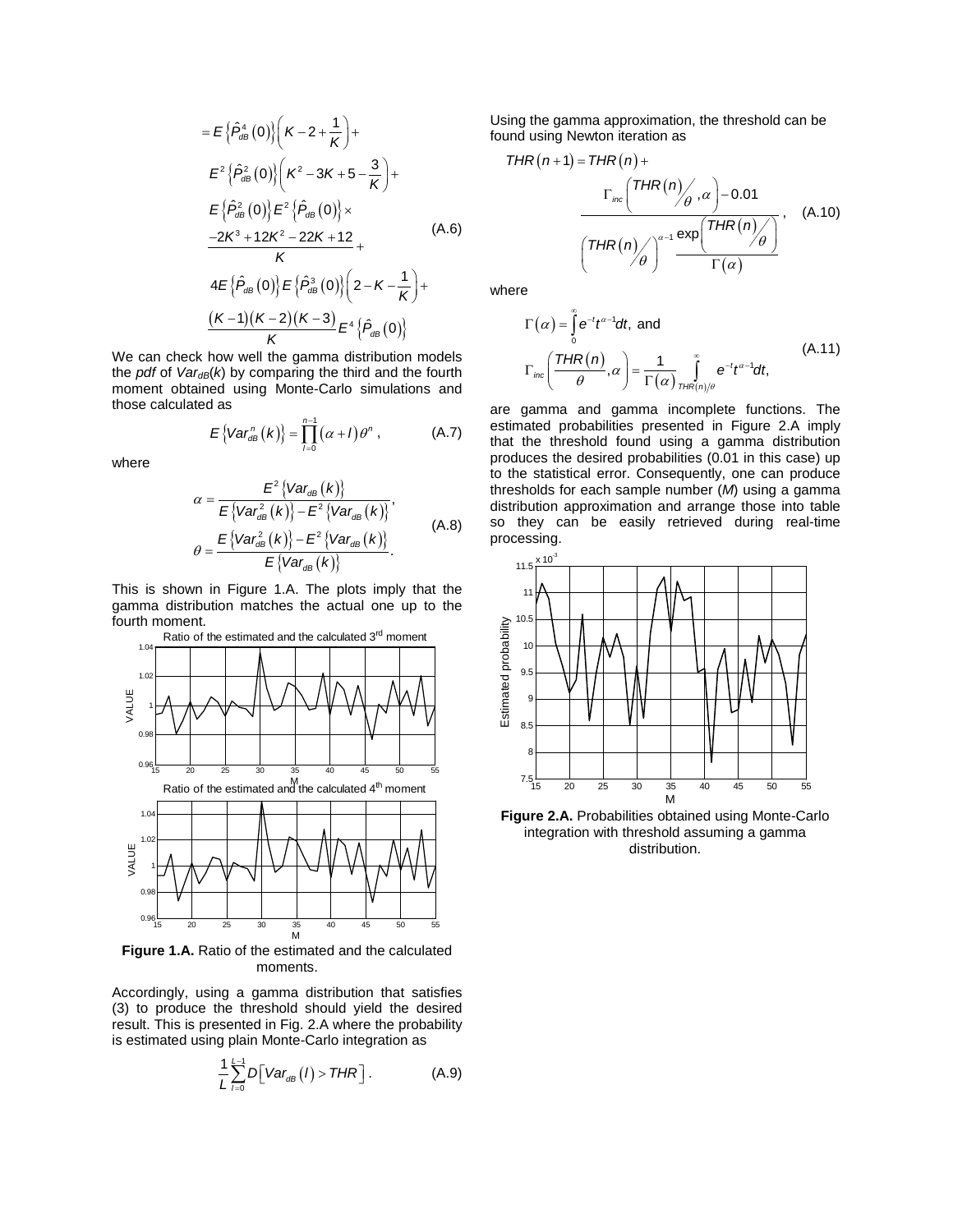$$
= E\left\{\hat{P}_{dB}^{4}(0)\right\}\left(K-2+\frac{1}{K}\right)+
E^{2}\left\{\hat{P}_{dB}^{2}(0)\right\}\left(K^{2}-3K+5-\frac{3}{K}\right)+
E\left\{\hat{P}_{dB}^{2}(0)\right\}E^{2}\left\{\hat{P}_{dB}(0)\right\}\times
\frac{-2K^{3}+12K^{2}-22K+12}{K}+
4E\left\{\hat{P}_{dB}(0)\right\}E\left\{\hat{P}_{dB}^{3}(0)\right\}\left(2-K-\frac{1}{K}\right)+
\frac{(K-1)(K-2)(K-3)}{K}E^{4}\left\{\hat{P}_{dB}(0)\right\} \tag{A.6}
$$

We can check how well the gamma distribution models the *pdf* of $Var_{dB}(k)$ by comparing the third and the fourth moment obtained using Monte-Carlo simulations and those calculated as

$$
E\left\{Var_{dB}^{n}(k)\right\}=\prod_{l=0}^{n-1}(\alpha+l)\theta^{n}, \tag{A.7}
$$

where

$$
\alpha=\frac{E^{2}\left\{Var_{dB}(k)\right\}}{E\left\{Var_{dB}^{2}(k)\right\}-E^{2}\left\{Var_{dB}(k)\right\}},\quad
\theta=\frac{E\left\{Var_{dB}^{2}(k)\right\}-E^{2}\left\{Var_{dB}(k)\right\}}{E\left\{Var_{dB}(k)\right\}}. \tag{A.8}
$$

This is shown in Figure 1.A. The plots imply that the gamma distribution matches the actual one up to the fourth moment.

Ratio of the estimated and the calculated 3rd moment

VALUE

M

Ratio of the estimated and the calculated 4th moment

VALUE

M

**Figure 1.A.** Ratio of the estimated and the calculated moments.

Accordingly, using a gamma distribution that satisfies (3) to produce the threshold should yield the desired result. This is presented in Fig. 2.A where the probability is estimated using plain Monte-Carlo integration as

$$
\frac{1}{L}\sum_{l=0}^{L-1}D\left[Var_{dB}(l)>THR\right]. \tag{A.9}
$$

Using the gamma approximation, the threshold can be found using Newton iteration as

$$
THR(n+1)=THR(n)+\frac{\Gamma_{inc}\left(THR(n)/\theta,\alpha\right)-0.01}{\left(THR(n)/\theta\right)^{\alpha-1}\dfrac{\exp\left(THR(n)/\theta\right)}{\Gamma(\alpha)}}, \tag{A.10}
$$

where

$$
\Gamma(\alpha)=\int_{0}^{\infty}e^{-t}t^{\alpha-1}dt,\ \text{and}\quad
\Gamma_{inc}\left(\frac{THR(n)}{\theta},\alpha\right)=\frac{1}{\Gamma(\alpha)}\int_{THR(n)/\theta}^{\infty}e^{-t}t^{\alpha-1}dt, \tag{A.11}
$$

are gamma and gamma incomplete functions. The estimated probabilities presented in Figure 2.A imply that the threshold found using a gamma distribution produces the desired probabilities (0.01 in this case) up to the statistical error. Consequently, one can produce thresholds for each sample number (*M*) using a gamma distribution approximation and arrange those into table so they can be easily retrieved during real-time processing.

x 10^-3

Estimated probability

M

**Figure 2.A.** Probabilities obtained using Monte-Carlo integration with threshold assuming a gamma distribution.